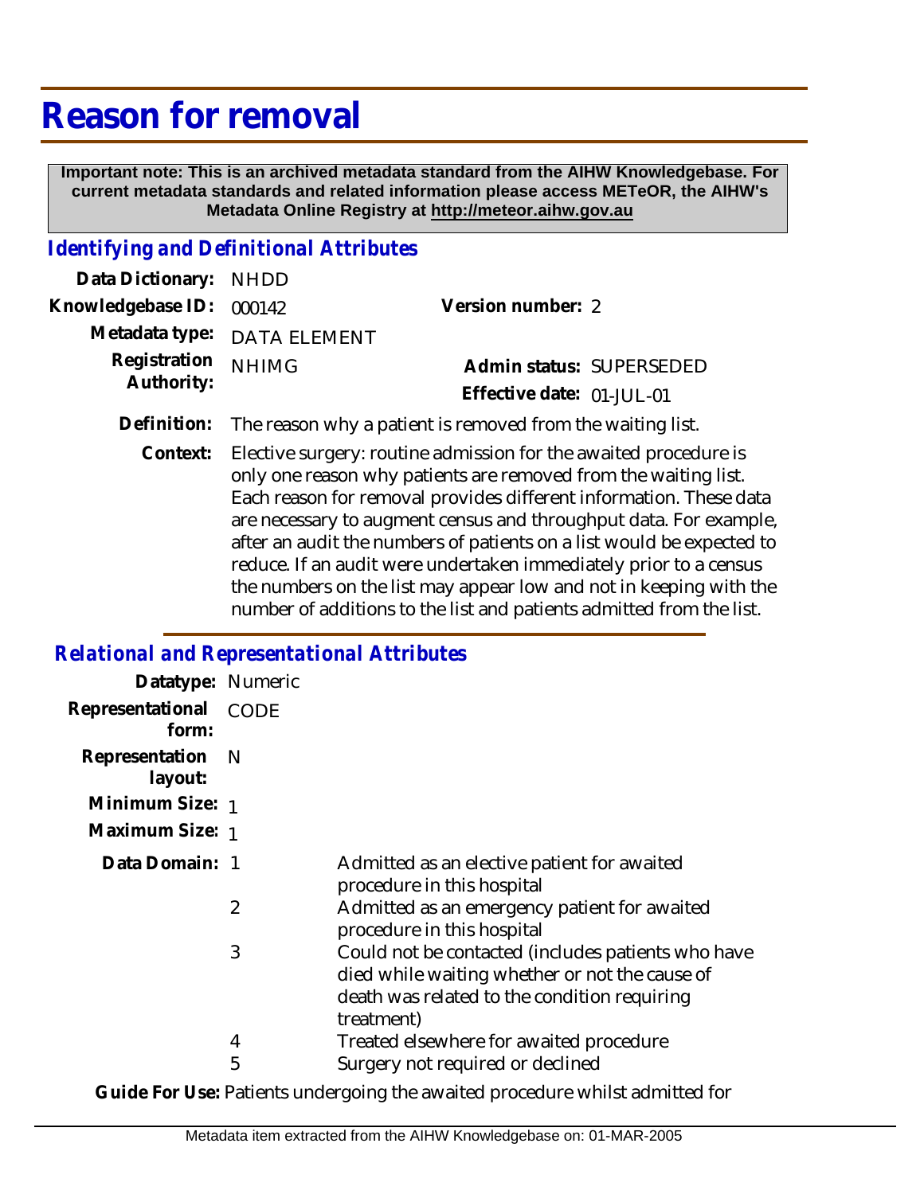# Reason for removal

**Important note: This is an archived metadata standard from the AIHW Knowledgebase. For current metadata standards and related information please access METeOR, the AIHW's Metadata Online Registry at http://meteor.aihw.gov.au**

## *Identifying and Definitional Attributes*

**Data Dictionary:** NHDD

**Knowledgebase ID:** 000142

**Version number:** 2

**Metadata type:** DATA ELEMENT

**Registration Authority:** NHIMG

**Admin status:** SUPERSEDED

**Effective date:** 01-JUL-01

**Definition:** The reason why a patient is removed from the waiting list.

**Context:** Elective surgery: routine admission for the awaited procedure is only one reason why patients are removed from the waiting list. Each reason for removal provides different information. These data are necessary to augment census and throughput data. For example, after an audit the numbers of patients on a list would be expected to reduce. If an audit were undertaken immediately prior to a census the numbers on the list may appear low and not in keeping with the number of additions to the list and patients admitted from the list.

## *Relational and Representational Attributes*

**Datatype:** Numeric

**Representational form:** CODE

**Representation layout:** N

**Minimum Size:** 1

**Maximum Size:** 1

**Data Domain:**

| Code | Description |
|---|---|
| 1 | Admitted as an elective patient for awaited procedure in this hospital |
| 2 | Admitted as an emergency patient for awaited procedure in this hospital |
| 3 | Could not be contacted (includes patients who have died while waiting whether or not the cause of death was related to the condition requiring treatment) |
| 4 | Treated elsewhere for awaited procedure |
| 5 | Surgery not required or declined |

**Guide For Use:** Patients undergoing the awaited procedure whilst admitted for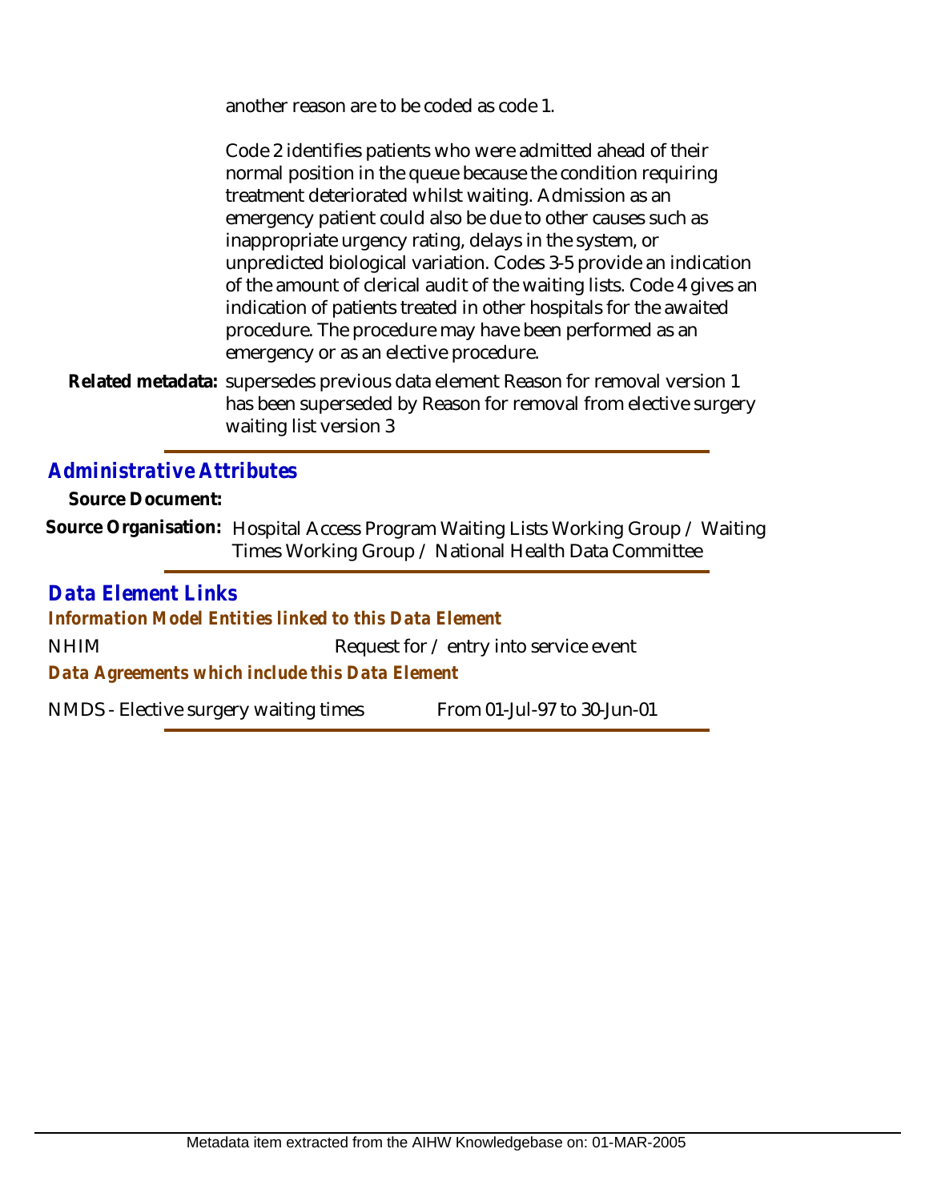another reason are to be coded as code 1.

Code 2 identifies patients who were admitted ahead of their normal position in the queue because the condition requiring treatment deteriorated whilst waiting. Admission as an emergency patient could also be due to other causes such as inappropriate urgency rating, delays in the system, or unpredicted biological variation. Codes 3-5 provide an indication of the amount of clerical audit of the waiting lists. Code 4 gives an indication of patients treated in other hospitals for the awaited procedure. The procedure may have been performed as an emergency or as an elective procedure.

**Related metadata:** supersedes previous data element Reason for removal version 1 has been superseded by Reason for removal from elective surgery waiting list version 3

## Administrative Attributes

**Source Document:**

**Source Organisation:** Hospital Access Program Waiting Lists Working Group / Waiting Times Working Group / National Health Data Committee

## Data Element Links

### Information Model Entities linked to this Data Element

NHIM Request for / entry into service event

### Data Agreements which include this Data Element

NMDS - Elective surgery waiting times From 01-Jul-97 to 30-Jun-01